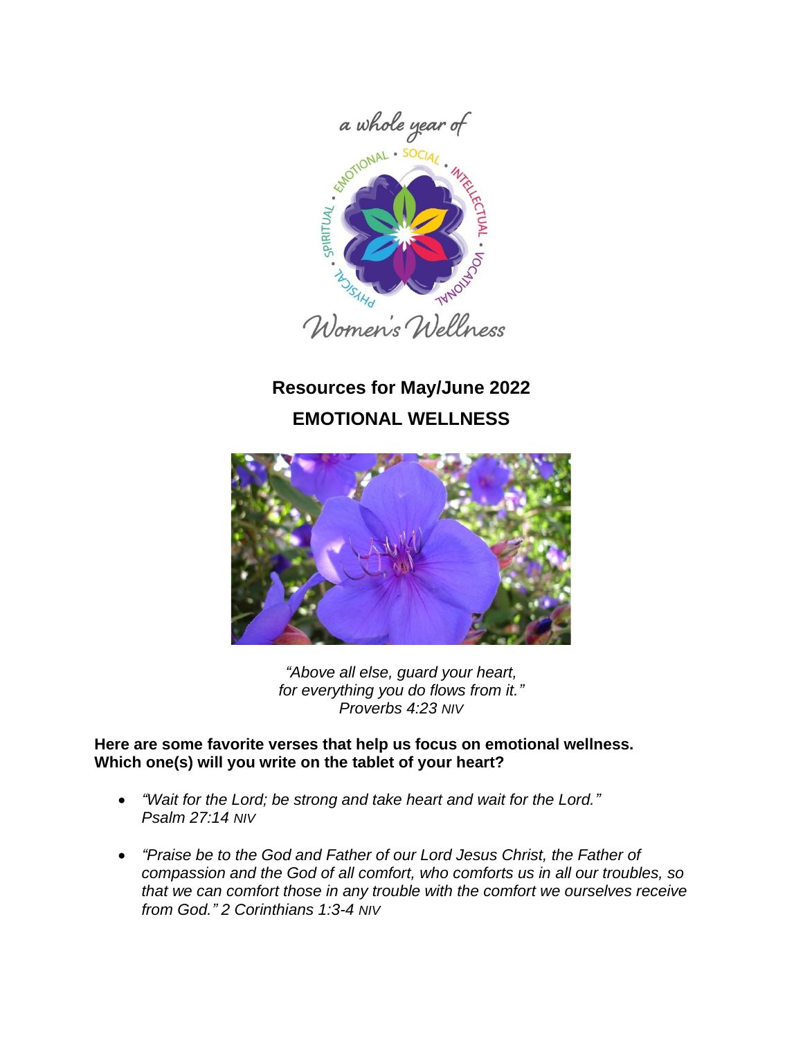a whole year of

EMOTIONAL • SOCIAL • INTELLECTUAL • VOCATIONAL • PHYSICAL • SPIRITUAL

Women's Wellness

## Resources for May/June 2022

## EMOTIONAL WELLNESS

*"Above all else, guard your heart,*
*for everything you do flows from it."*
*Proverbs 4:23 NIV*

**Here are some favorite verses that help us focus on emotional wellness. Which one(s) will you write on the tablet of your heart?**

- *"Wait for the Lord; be strong and take heart and wait for the Lord." Psalm 27:14 NIV*
- *"Praise be to the God and Father of our Lord Jesus Christ, the Father of compassion and the God of all comfort, who comforts us in all our troubles, so that we can comfort those in any trouble with the comfort we ourselves receive from God." 2 Corinthians 1:3-4 NIV*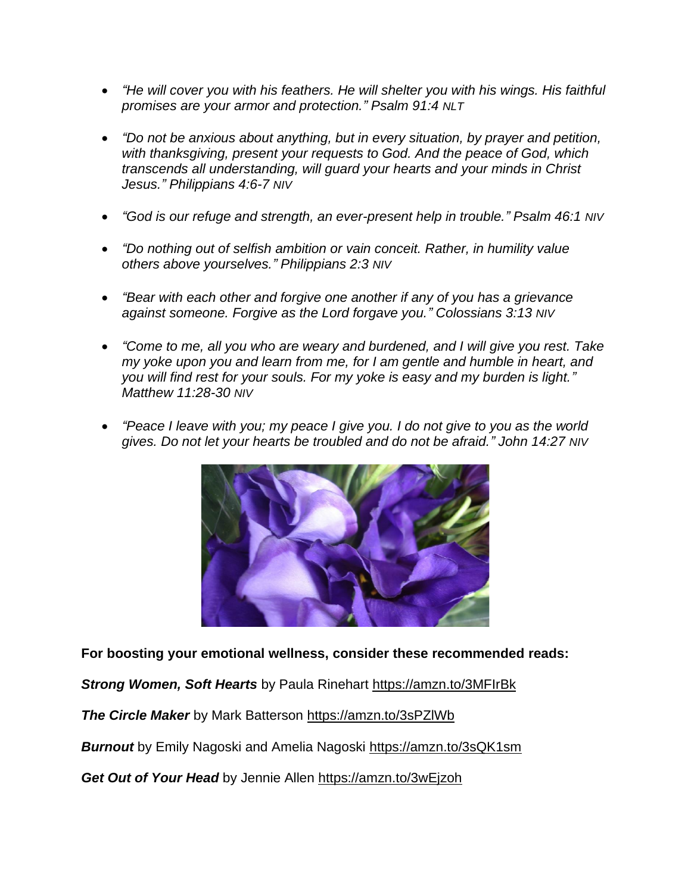- *"He will cover you with his feathers. He will shelter you with his wings. His faithful promises are your armor and protection." Psalm 91:4 NLT*

- *"Do not be anxious about anything, but in every situation, by prayer and petition, with thanksgiving, present your requests to God. And the peace of God, which transcends all understanding, will guard your hearts and your minds in Christ Jesus." Philippians 4:6-7 NIV*

- *"God is our refuge and strength, an ever-present help in trouble." Psalm 46:1 NIV*

- *"Do nothing out of selfish ambition or vain conceit. Rather, in humility value others above yourselves." Philippians 2:3 NIV*

- *"Bear with each other and forgive one another if any of you has a grievance against someone. Forgive as the Lord forgave you." Colossians 3:13 NIV*

- *"Come to me, all you who are weary and burdened, and I will give you rest. Take my yoke upon you and learn from me, for I am gentle and humble in heart, and you will find rest for your souls. For my yoke is easy and my burden is light." Matthew 11:28-30 NIV*

- *"Peace I leave with you; my peace I give you. I do not give to you as the world gives. Do not let your hearts be troubled and do not be afraid." John 14:27 NIV*

**For boosting your emotional wellness, consider these recommended reads:**

***Strong Women, Soft Hearts*** by Paula Rinehart https://amzn.to/3MFIrBk

***The Circle Maker*** by Mark Batterson https://amzn.to/3sPZlWb

***Burnout*** by Emily Nagoski and Amelia Nagoski https://amzn.to/3sQK1sm

***Get Out of Your Head*** by Jennie Allen https://amzn.to/3wEjzoh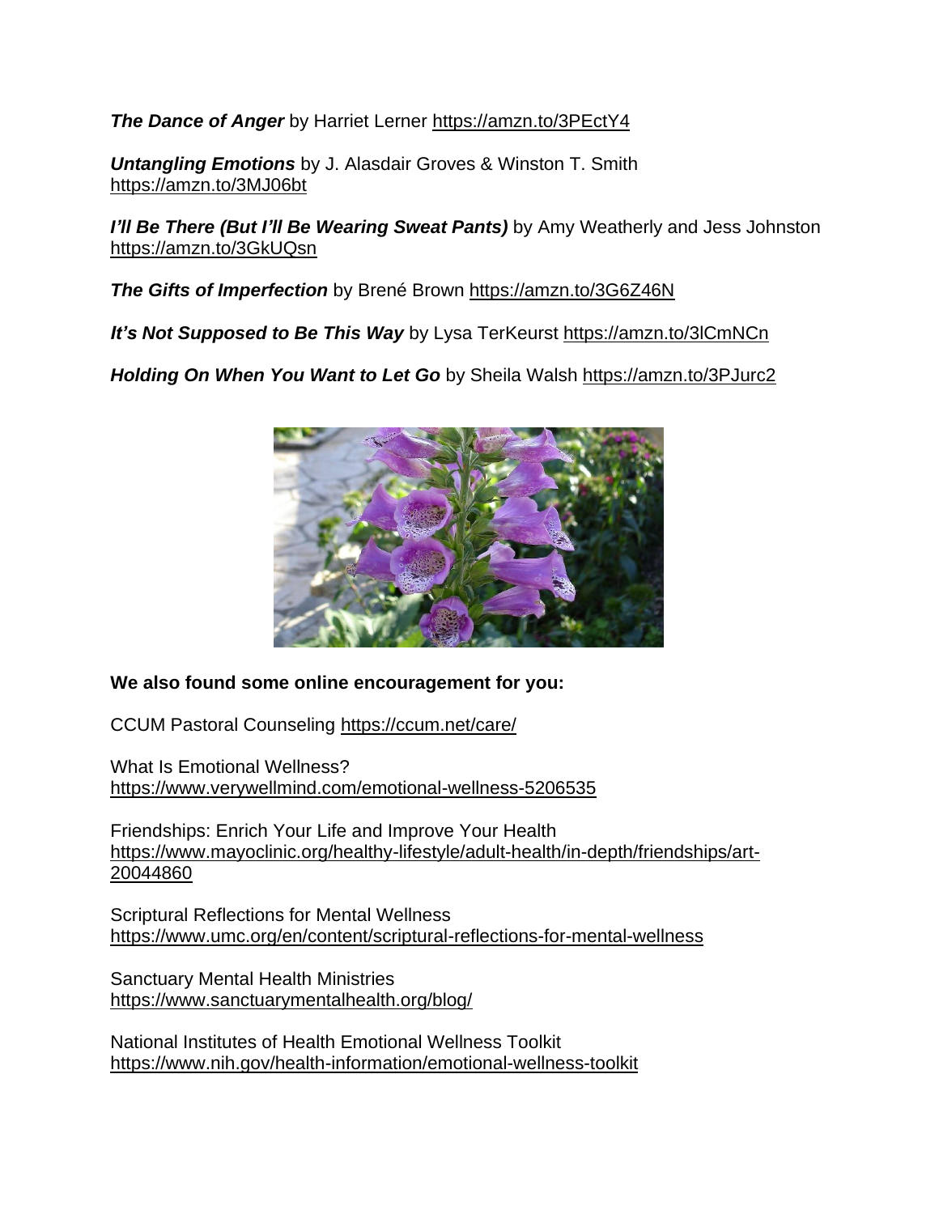***The Dance of Anger*** by Harriet Lerner https://amzn.to/3PEctY4

***Untangling Emotions*** by J. Alasdair Groves & Winston T. Smith https://amzn.to/3MJ06bt

***I'll Be There (But I'll Be Wearing Sweat Pants)*** by Amy Weatherly and Jess Johnston https://amzn.to/3GkUQsn

***The Gifts of Imperfection*** by Brené Brown https://amzn.to/3G6Z46N

***It's Not Supposed to Be This Way*** by Lysa TerKeurst https://amzn.to/3lCmNCn

***Holding On When You Want to Let Go*** by Sheila Walsh https://amzn.to/3PJurc2

**We also found some online encouragement for you:**

CCUM Pastoral Counseling https://ccum.net/care/

What Is Emotional Wellness?
https://www.verywellmind.com/emotional-wellness-5206535

Friendships: Enrich Your Life and Improve Your Health
https://www.mayoclinic.org/healthy-lifestyle/adult-health/in-depth/friendships/art-20044860

Scriptural Reflections for Mental Wellness
https://www.umc.org/en/content/scriptural-reflections-for-mental-wellness

Sanctuary Mental Health Ministries
https://www.sanctuarymentalhealth.org/blog/

National Institutes of Health Emotional Wellness Toolkit
https://www.nih.gov/health-information/emotional-wellness-toolkit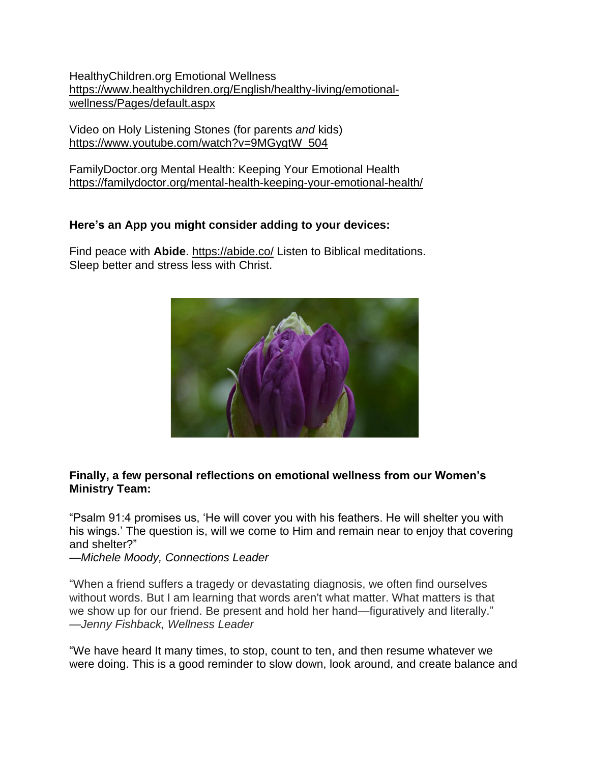HealthyChildren.org Emotional Wellness
https://www.healthychildren.org/English/healthy-living/emotional-wellness/Pages/default.aspx

Video on Holy Listening Stones (for parents *and* kids)
https://www.youtube.com/watch?v=9MGygtW_504

FamilyDoctor.org Mental Health: Keeping Your Emotional Health
https://familydoctor.org/mental-health-keeping-your-emotional-health/

**Here's an App you might consider adding to your devices:**

Find peace with **Abide**. https://abide.co/ Listen to Biblical meditations. Sleep better and stress less with Christ.

**Finally, a few personal reflections on emotional wellness from our Women's Ministry Team:**

"Psalm 91:4 promises us, 'He will cover you with his feathers. He will shelter you with his wings.' The question is, will we come to Him and remain near to enjoy that covering and shelter?"
—*Michele Moody, Connections Leader*

"When a friend suffers a tragedy or devastating diagnosis, we often find ourselves without words. But I am learning that words aren't what matter. What matters is that we show up for our friend. Be present and hold her hand—figuratively and literally."
—*Jenny Fishback, Wellness Leader*

"We have heard It many times, to stop, count to ten, and then resume whatever we were doing. This is a good reminder to slow down, look around, and create balance and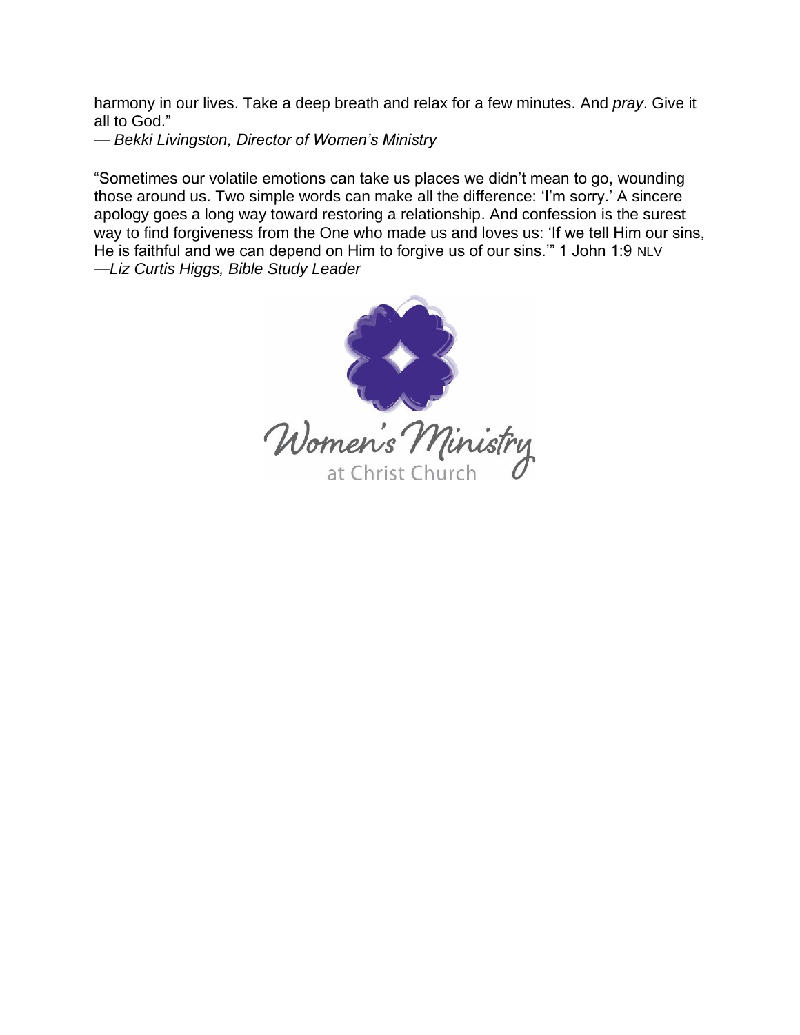harmony in our lives. Take a deep breath and relax for a few minutes. And *pray*. Give it all to God."
— *Bekki Livingston, Director of Women's Ministry*

"Sometimes our volatile emotions can take us places we didn't mean to go, wounding those around us. Two simple words can make all the difference: 'I'm sorry.' A sincere apology goes a long way toward restoring a relationship. And confession is the surest way to find forgiveness from the One who made us and loves us: 'If we tell Him our sins, He is faithful and we can depend on Him to forgive us of our sins.'" 1 John 1:9 NLV
—*Liz Curtis Higgs, Bible Study Leader*

Women's Ministry
at Christ Church